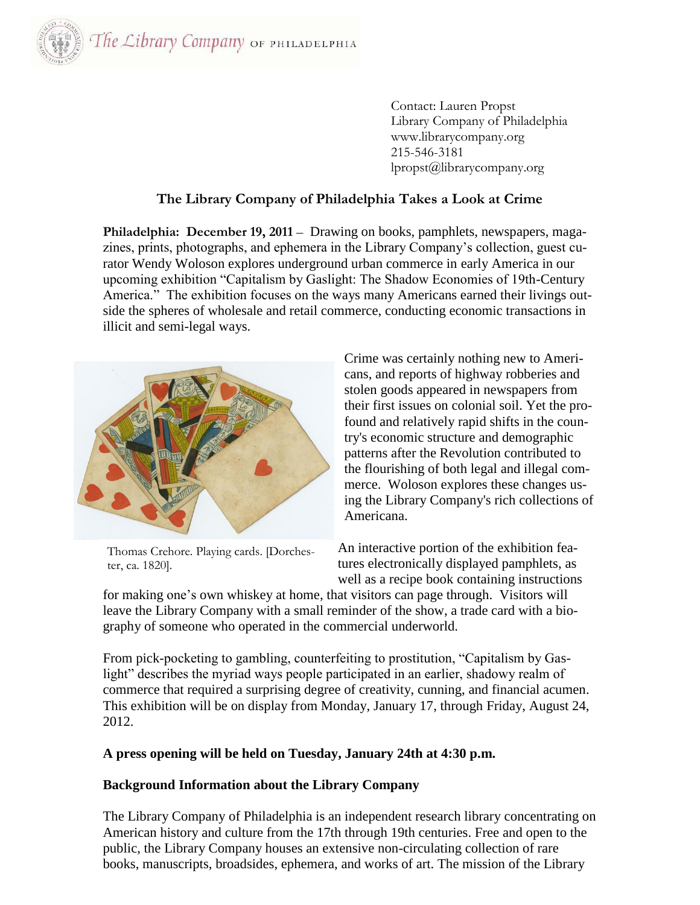The Library Company OF PHILADELPHIA

Contact: Lauren Propst
Library Company of Philadelphia
www.librarycompany.org
215-546-3181
lpropst@librarycompany.org

## The Library Company of Philadelphia Takes a Look at Crime

**Philadelphia: December 19, 2011** – Drawing on books, pamphlets, newspapers, magazines, prints, photographs, and ephemera in the Library Company's collection, guest curator Wendy Woloson explores underground urban commerce in early America in our upcoming exhibition "Capitalism by Gaslight: The Shadow Economies of 19th-Century America." The exhibition focuses on the ways many Americans earned their livings outside the spheres of wholesale and retail commerce, conducting economic transactions in illicit and semi-legal ways.

Thomas Crehore. Playing cards. [Dorchester, ca. 1820].

Crime was certainly nothing new to Americans, and reports of highway robberies and stolen goods appeared in newspapers from their first issues on colonial soil. Yet the profound and relatively rapid shifts in the country's economic structure and demographic patterns after the Revolution contributed to the flourishing of both legal and illegal commerce. Woloson explores these changes using the Library Company's rich collections of Americana.

An interactive portion of the exhibition features electronically displayed pamphlets, as well as a recipe book containing instructions for making one's own whiskey at home, that visitors can page through. Visitors will leave the Library Company with a small reminder of the show, a trade card with a biography of someone who operated in the commercial underworld.

From pick-pocketing to gambling, counterfeiting to prostitution, "Capitalism by Gaslight" describes the myriad ways people participated in an earlier, shadowy realm of commerce that required a surprising degree of creativity, cunning, and financial acumen. This exhibition will be on display from Monday, January 17, through Friday, August 24, 2012.

**A press opening will be held on Tuesday, January 24th at 4:30 p.m.**

### Background Information about the Library Company

The Library Company of Philadelphia is an independent research library concentrating on American history and culture from the 17th through 19th centuries. Free and open to the public, the Library Company houses an extensive non-circulating collection of rare books, manuscripts, broadsides, ephemera, and works of art. The mission of the Library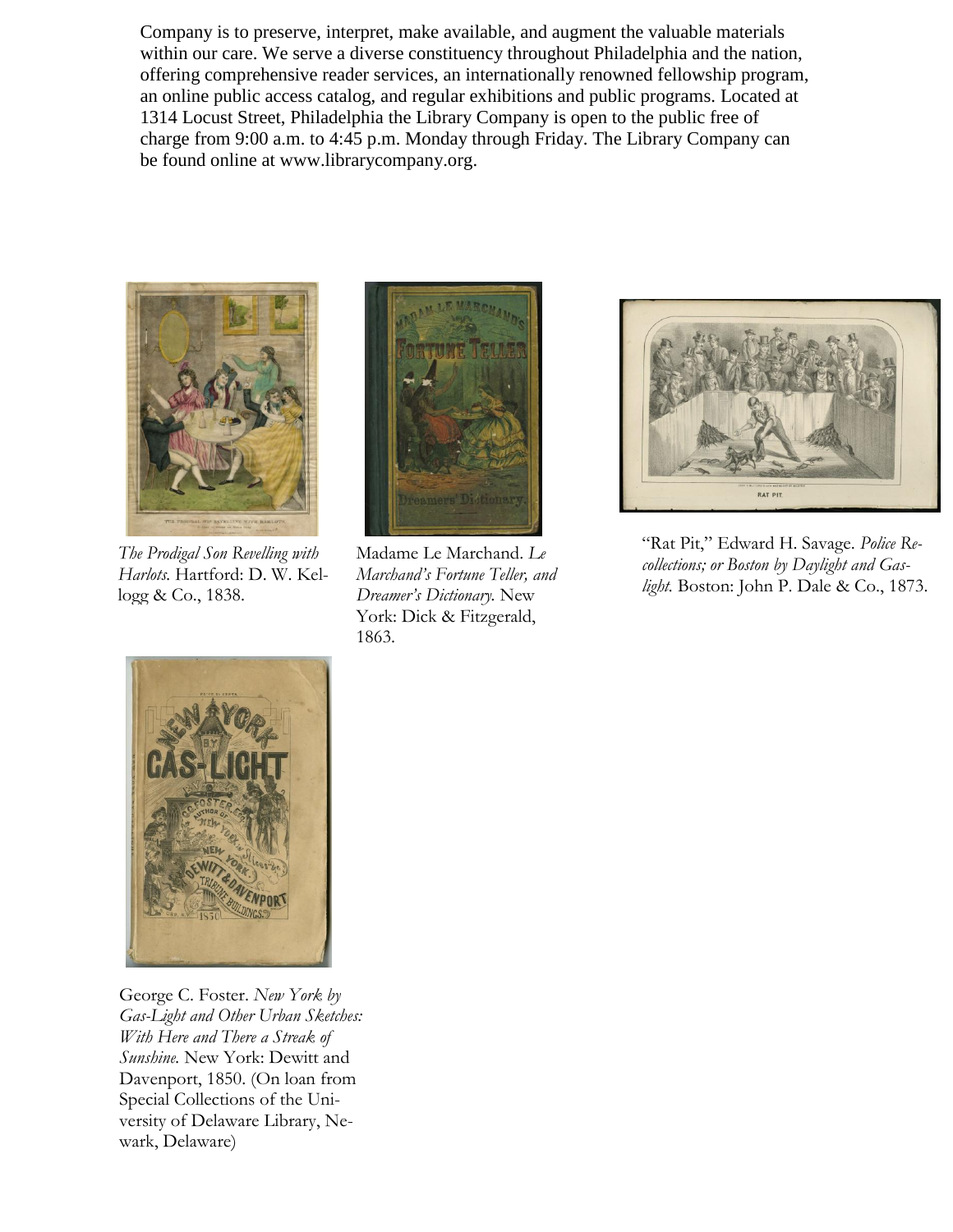Company is to preserve, interpret, make available, and augment the valuable materials within our care. We serve a diverse constituency throughout Philadelphia and the nation, offering comprehensive reader services, an internationally renowned fellowship program, an online public access catalog, and regular exhibitions and public programs. Located at 1314 Locust Street, Philadelphia the Library Company is open to the public free of charge from 9:00 a.m. to 4:45 p.m. Monday through Friday. The Library Company can be found online at www.librarycompany.org.

*The Prodigal Son Revelling with Harlots.* Hartford: D. W. Kellogg & Co., 1838.

Madame Le Marchand. *Le Marchand's Fortune Teller, and Dreamer's Dictionary.* New York: Dick & Fitzgerald, 1863.

"Rat Pit," Edward H. Savage. *Police Recollections; or Boston by Daylight and Gaslight.* Boston: John P. Dale & Co., 1873.

George C. Foster. *New York by Gas-Light and Other Urban Sketches: With Here and There a Streak of Sunshine.* New York: Dewitt and Davenport, 1850. (On loan from Special Collections of the University of Delaware Library, Newark, Delaware)